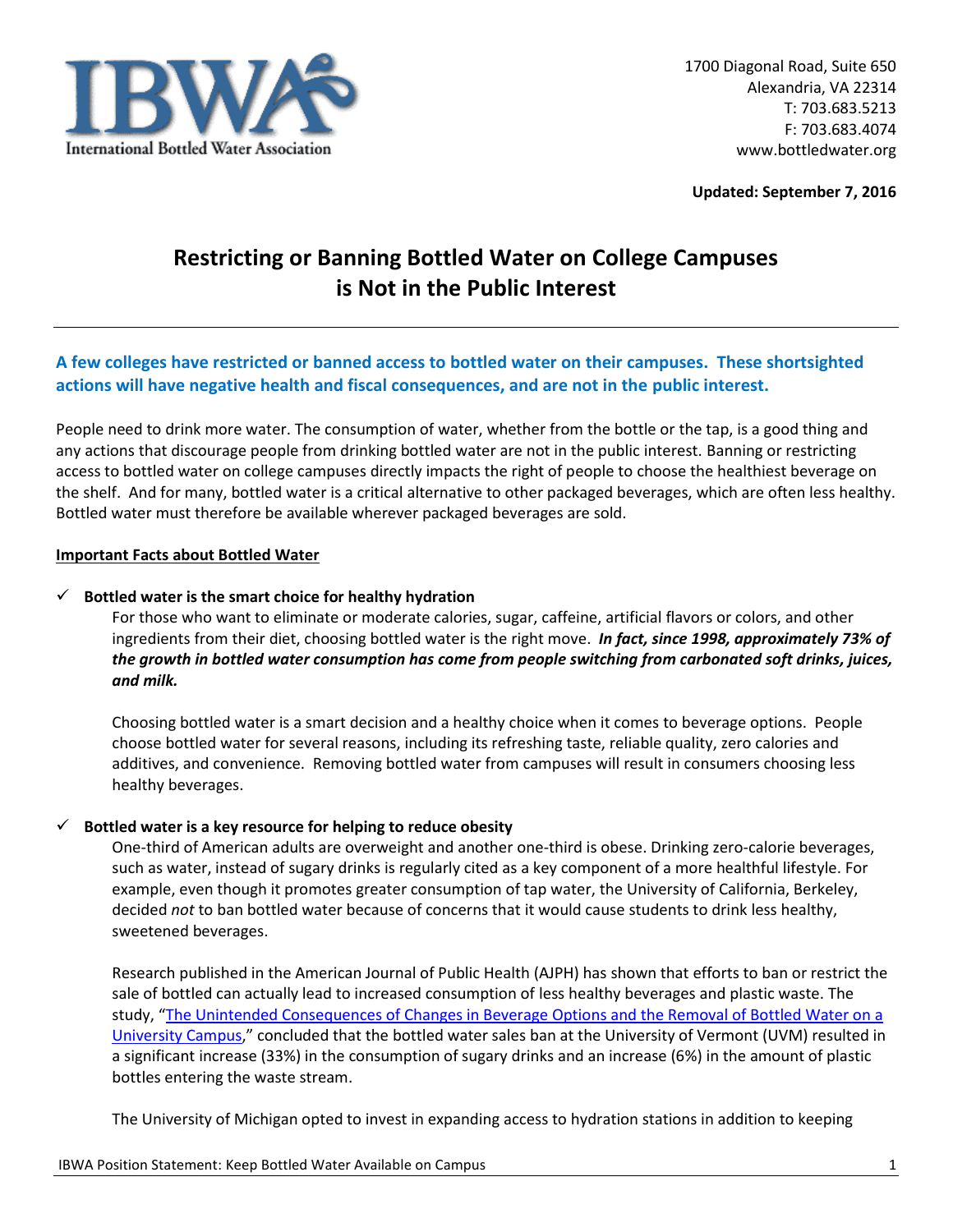International Bottled Water Association

1700 Diagonal Road, Suite 650
Alexandria, VA 22314
T: 703.683.5213
F: 703.683.4074
www.bottledwater.org

**Updated: September 7, 2016**

# Restricting or Banning Bottled Water on College Campuses is Not in the Public Interest

---

**A few colleges have restricted or banned access to bottled water on their campuses. These shortsighted actions will have negative health and fiscal consequences, and are not in the public interest.**

People need to drink more water. The consumption of water, whether from the bottle or the tap, is a good thing and any actions that discourage people from drinking bottled water are not in the public interest. Banning or restricting access to bottled water on college campuses directly impacts the right of people to choose the healthiest beverage on the shelf. And for many, bottled water is a critical alternative to other packaged beverages, which are often less healthy. Bottled water must therefore be available wherever packaged beverages are sold.

## Important Facts about Bottled Water

✓ **Bottled water is the smart choice for healthy hydration**

For those who want to eliminate or moderate calories, sugar, caffeine, artificial flavors or colors, and other ingredients from their diet, choosing bottled water is the right move. ***In fact, since 1998, approximately 73% of the growth in bottled water consumption has come from people switching from carbonated soft drinks, juices, and milk.***

Choosing bottled water is a smart decision and a healthy choice when it comes to beverage options. People choose bottled water for several reasons, including its refreshing taste, reliable quality, zero calories and additives, and convenience. Removing bottled water from campuses will result in consumers choosing less healthy beverages.

✓ **Bottled water is a key resource for helping to reduce obesity**

One-third of American adults are overweight and another one-third is obese. Drinking zero-calorie beverages, such as water, instead of sugary drinks is regularly cited as a key component of a more healthful lifestyle. For example, even though it promotes greater consumption of tap water, the University of California, Berkeley, decided *not* to ban bottled water because of concerns that it would cause students to drink less healthy, sweetened beverages.

Research published in the American Journal of Public Health (AJPH) has shown that efforts to ban or restrict the sale of bottled can actually lead to increased consumption of less healthy beverages and plastic waste. The study, "The Unintended Consequences of Changes in Beverage Options and the Removal of Bottled Water on a University Campus," concluded that the bottled water sales ban at the University of Vermont (UVM) resulted in a significant increase (33%) in the consumption of sugary drinks and an increase (6%) in the amount of plastic bottles entering the waste stream.

The University of Michigan opted to invest in expanding access to hydration stations in addition to keeping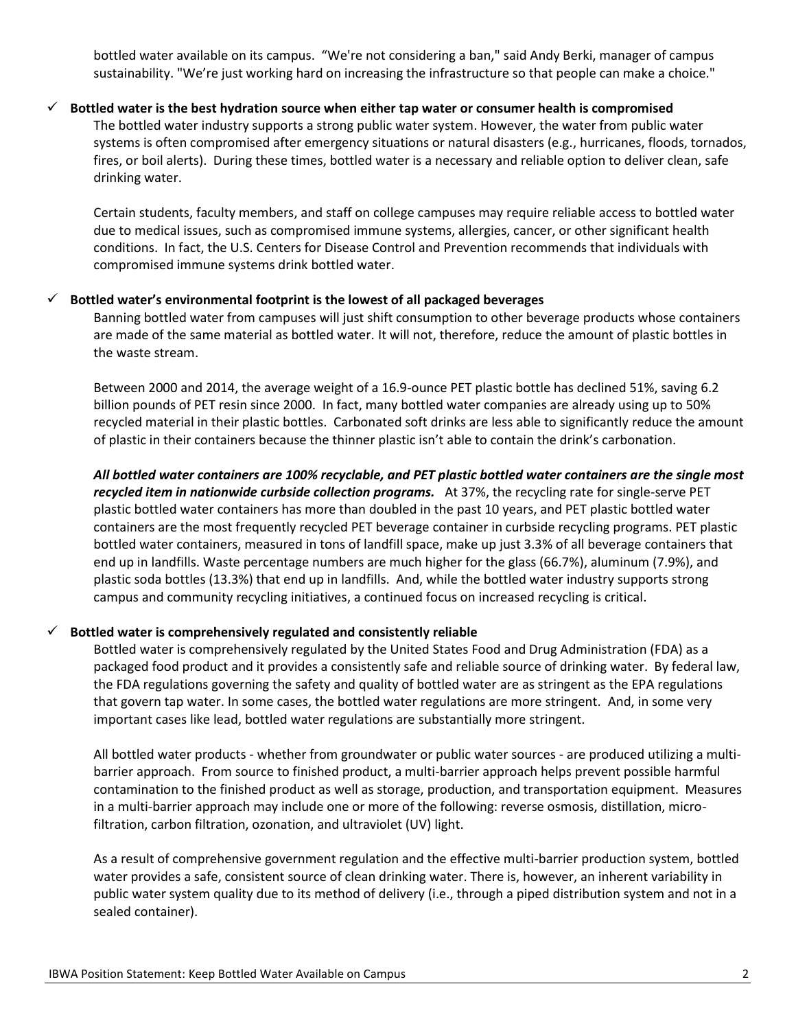bottled water available on its campus. "We're not considering a ban," said Andy Berki, manager of campus sustainability. "We're just working hard on increasing the infrastructure so that people can make a choice."

- ✓ **Bottled water is the best hydration source when either tap water or consumer health is compromised**

  The bottled water industry supports a strong public water system. However, the water from public water systems is often compromised after emergency situations or natural disasters (e.g., hurricanes, floods, tornados, fires, or boil alerts). During these times, bottled water is a necessary and reliable option to deliver clean, safe drinking water.

  Certain students, faculty members, and staff on college campuses may require reliable access to bottled water due to medical issues, such as compromised immune systems, allergies, cancer, or other significant health conditions. In fact, the U.S. Centers for Disease Control and Prevention recommends that individuals with compromised immune systems drink bottled water.

- ✓ **Bottled water's environmental footprint is the lowest of all packaged beverages**

  Banning bottled water from campuses will just shift consumption to other beverage products whose containers are made of the same material as bottled water. It will not, therefore, reduce the amount of plastic bottles in the waste stream.

  Between 2000 and 2014, the average weight of a 16.9-ounce PET plastic bottle has declined 51%, saving 6.2 billion pounds of PET resin since 2000. In fact, many bottled water companies are already using up to 50% recycled material in their plastic bottles. Carbonated soft drinks are less able to significantly reduce the amount of plastic in their containers because the thinner plastic isn't able to contain the drink's carbonation.

  ***All bottled water containers are 100% recyclable, and PET plastic bottled water containers are the single most recycled item in nationwide curbside collection programs.*** At 37%, the recycling rate for single-serve PET plastic bottled water containers has more than doubled in the past 10 years, and PET plastic bottled water containers are the most frequently recycled PET beverage container in curbside recycling programs. PET plastic bottled water containers, measured in tons of landfill space, make up just 3.3% of all beverage containers that end up in landfills. Waste percentage numbers are much higher for the glass (66.7%), aluminum (7.9%), and plastic soda bottles (13.3%) that end up in landfills. And, while the bottled water industry supports strong campus and community recycling initiatives, a continued focus on increased recycling is critical.

- ✓ **Bottled water is comprehensively regulated and consistently reliable**

  Bottled water is comprehensively regulated by the United States Food and Drug Administration (FDA) as a packaged food product and it provides a consistently safe and reliable source of drinking water. By federal law, the FDA regulations governing the safety and quality of bottled water are as stringent as the EPA regulations that govern tap water. In some cases, the bottled water regulations are more stringent. And, in some very important cases like lead, bottled water regulations are substantially more stringent.

  All bottled water products - whether from groundwater or public water sources - are produced utilizing a multi-barrier approach. From source to finished product, a multi-barrier approach helps prevent possible harmful contamination to the finished product as well as storage, production, and transportation equipment. Measures in a multi-barrier approach may include one or more of the following: reverse osmosis, distillation, micro-filtration, carbon filtration, ozonation, and ultraviolet (UV) light.

  As a result of comprehensive government regulation and the effective multi-barrier production system, bottled water provides a safe, consistent source of clean drinking water. There is, however, an inherent variability in public water system quality due to its method of delivery (i.e., through a piped distribution system and not in a sealed container).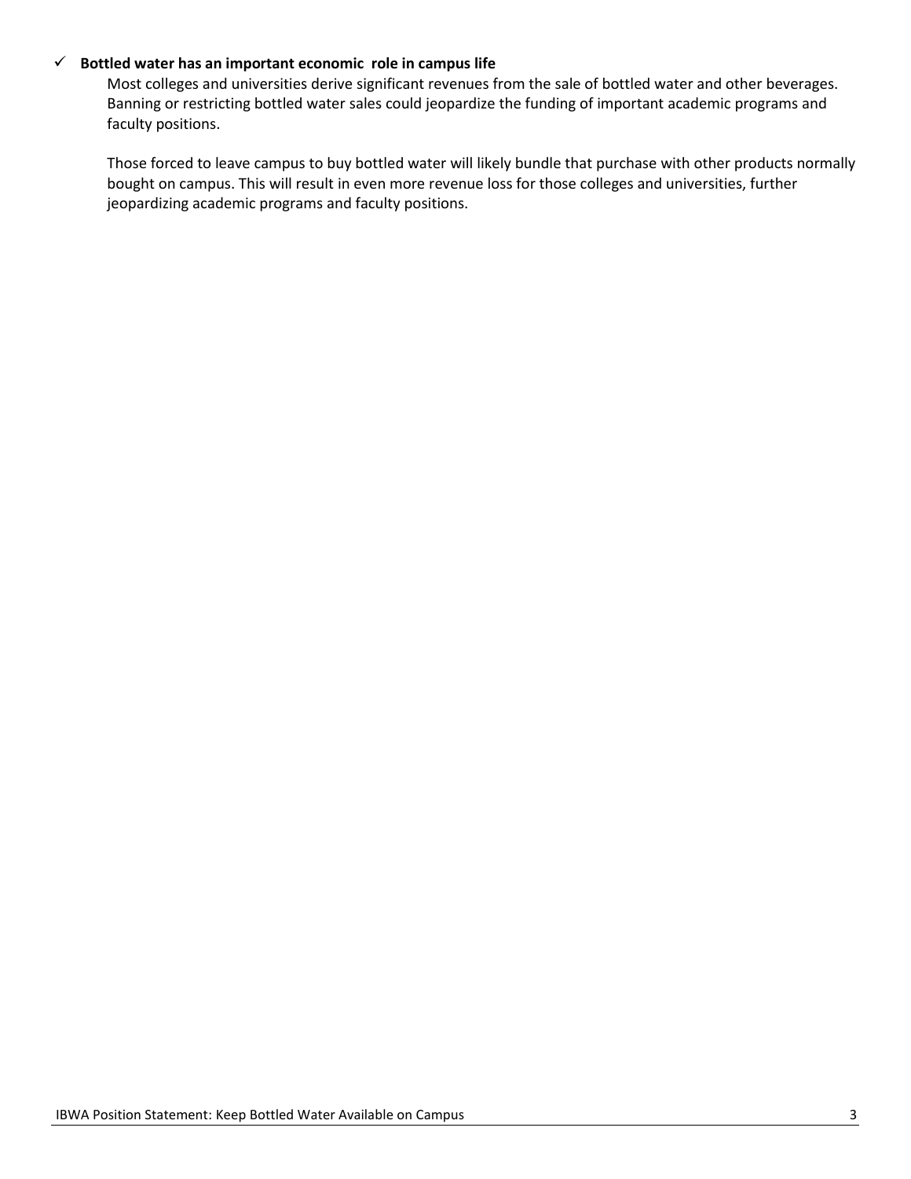- ✓ **Bottled water has an important economic role in campus life**

  Most colleges and universities derive significant revenues from the sale of bottled water and other beverages. Banning or restricting bottled water sales could jeopardize the funding of important academic programs and faculty positions.

  Those forced to leave campus to buy bottled water will likely bundle that purchase with other products normally bought on campus. This will result in even more revenue loss for those colleges and universities, further jeopardizing academic programs and faculty positions.